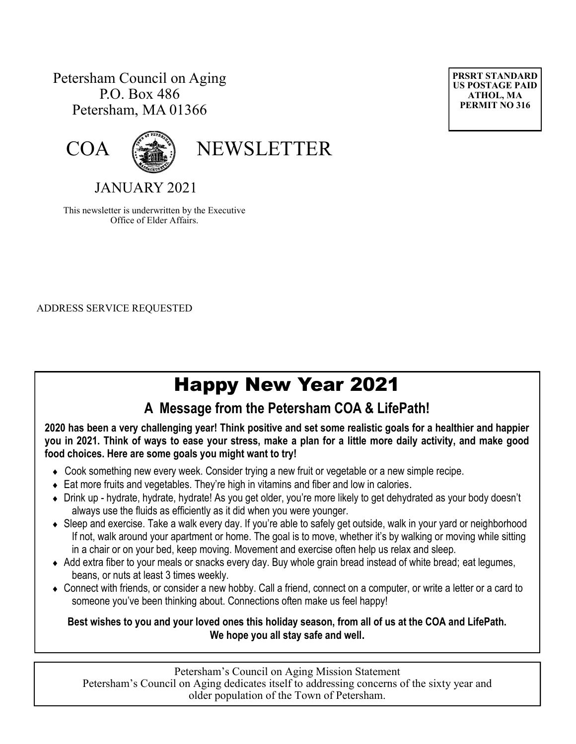Petersham Council on Aging
P.O. Box 486
Petersham, MA 01366

PRSRT STANDARD
US POSTAGE PAID
ATHOL, MA
PERMIT NO 316

# COA NEWSLETTER

JANUARY 2021

This newsletter is underwritten by the Executive Office of Elder Affairs.

ADDRESS SERVICE REQUESTED

# Happy New Year 2021

## A Message from the Petersham COA & LifePath!

**2020 has been a very challenging year! Think positive and set some realistic goals for a healthier and happier you in 2021. Think of ways to ease your stress, make a plan for a little more daily activity, and make good food choices. Here are some goals you might want to try!**

- Cook something new every week. Consider trying a new fruit or vegetable or a new simple recipe.
- Eat more fruits and vegetables. They're high in vitamins and fiber and low in calories.
- Drink up - hydrate, hydrate, hydrate! As you get older, you're more likely to get dehydrated as your body doesn't always use the fluids as efficiently as it did when you were younger.
- Sleep and exercise. Take a walk every day. If you're able to safely get outside, walk in your yard or neighborhood If not, walk around your apartment or home. The goal is to move, whether it's by walking or moving while sitting in a chair or on your bed, keep moving. Movement and exercise often help us relax and sleep.
- Add extra fiber to your meals or snacks every day. Buy whole grain bread instead of white bread; eat legumes, beans, or nuts at least 3 times weekly.
- Connect with friends, or consider a new hobby. Call a friend, connect on a computer, or write a letter or a card to someone you've been thinking about. Connections often make us feel happy!

**Best wishes to you and your loved ones this holiday season, from all of us at the COA and LifePath. We hope you all stay safe and well.**

Petersham's Council on Aging Mission Statement
Petersham's Council on Aging dedicates itself to addressing concerns of the sixty year and older population of the Town of Petersham.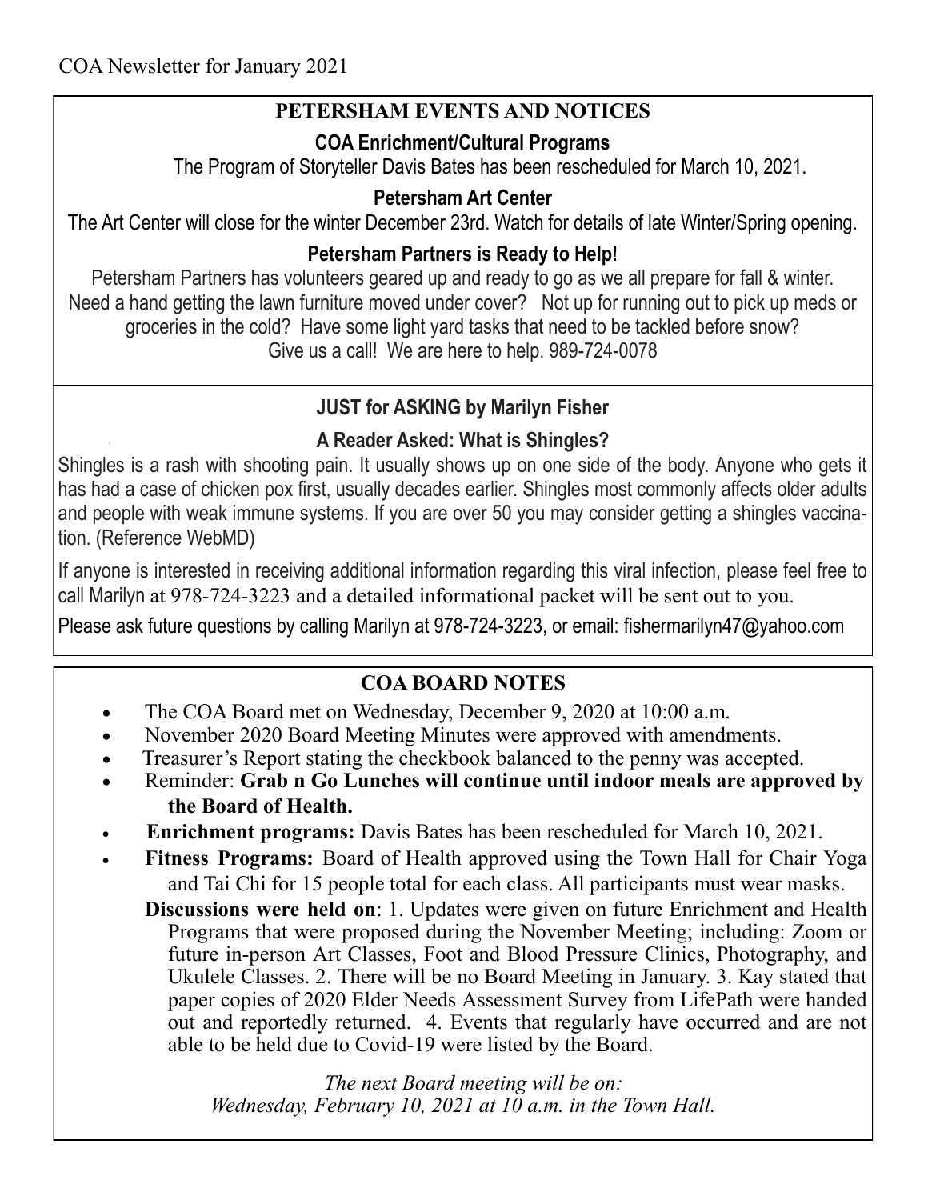COA Newsletter for January 2021

## PETERSHAM EVENTS AND NOTICES

### COA Enrichment/Cultural Programs

The Program of Storyteller Davis Bates has been rescheduled for March 10, 2021.

### Petersham Art Center

The Art Center will close for the winter December 23rd. Watch for details of late Winter/Spring opening.

### Petersham Partners is Ready to Help!

Petersham Partners has volunteers geared up and ready to go as we all prepare for fall & winter. Need a hand getting the lawn furniture moved under cover? Not up for running out to pick up meds or groceries in the cold? Have some light yard tasks that need to be tackled before snow? Give us a call! We are here to help. 989-724-0078

## JUST for ASKING by Marilyn Fisher

### A Reader Asked: What is Shingles?

Shingles is a rash with shooting pain. It usually shows up on one side of the body. Anyone who gets it has had a case of chicken pox first, usually decades earlier. Shingles most commonly affects older adults and people with weak immune systems. If you are over 50 you may consider getting a shingles vaccination. (Reference WebMD)

If anyone is interested in receiving additional information regarding this viral infection, please feel free to call Marilyn at 978-724-3223 and a detailed informational packet will be sent out to you.

Please ask future questions by calling Marilyn at 978-724-3223, or email: fishermarilyn47@yahoo.com

## COA BOARD NOTES

- The COA Board met on Wednesday, December 9, 2020 at 10:00 a.m.
- November 2020 Board Meeting Minutes were approved with amendments.
- Treasurer's Report stating the checkbook balanced to the penny was accepted.
- Reminder: **Grab n Go Lunches will continue until indoor meals are approved by the Board of Health.**
- **Enrichment programs:** Davis Bates has been rescheduled for March 10, 2021.
- **Fitness Programs:** Board of Health approved using the Town Hall for Chair Yoga and Tai Chi for 15 people total for each class. All participants must wear masks.

**Discussions were held on**: 1. Updates were given on future Enrichment and Health Programs that were proposed during the November Meeting; including: Zoom or future in-person Art Classes, Foot and Blood Pressure Clinics, Photography, and Ukulele Classes. 2. There will be no Board Meeting in January. 3. Kay stated that paper copies of 2020 Elder Needs Assessment Survey from LifePath were handed out and reportedly returned. 4. Events that regularly have occurred and are not able to be held due to Covid-19 were listed by the Board.

*The next Board meeting will be on:*
*Wednesday, February 10, 2021 at 10 a.m. in the Town Hall.*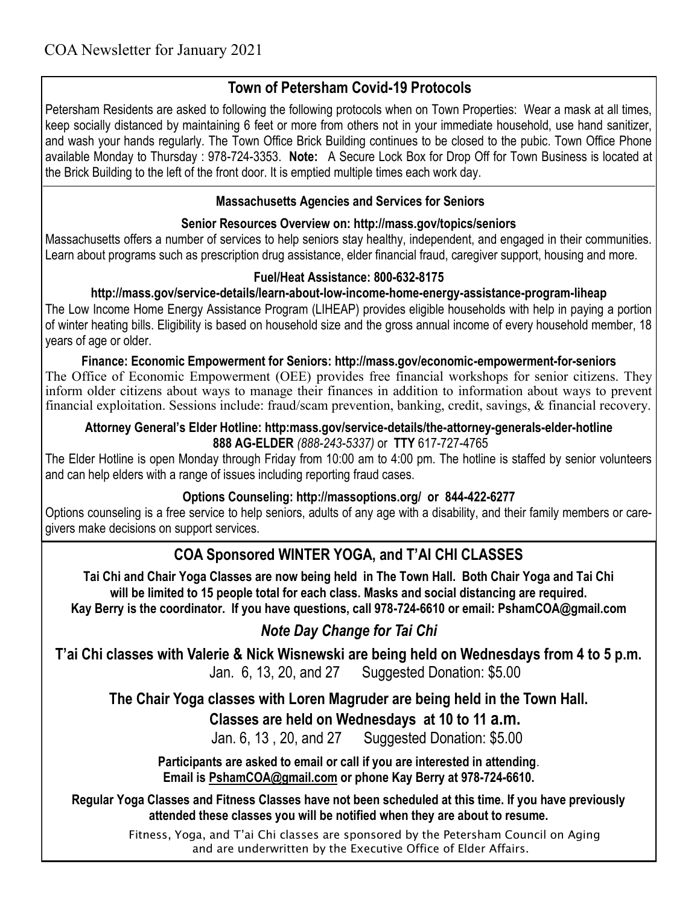COA Newsletter for January 2021

## Town of Petersham Covid-19 Protocols

Petersham Residents are asked to following the following protocols when on Town Properties: Wear a mask at all times, keep socially distanced by maintaining 6 feet or more from others not in your immediate household, use hand sanitizer, and wash your hands regularly. The Town Office Brick Building continues to be closed to the pubic. Town Office Phone available Monday to Thursday : 978-724-3353. **Note:** A Secure Lock Box for Drop Off for Town Business is located at the Brick Building to the left of the front door. It is emptied multiple times each work day.

### Massachusetts Agencies and Services for Seniors

**Senior Resources Overview on: http://mass.gov/topics/seniors**

Massachusetts offers a number of services to help seniors stay healthy, independent, and engaged in their communities. Learn about programs such as prescription drug assistance, elder financial fraud, caregiver support, housing and more.

**Fuel/Heat Assistance: 800-632-8175**

**http://mass.gov/service-details/learn-about-low-income-home-energy-assistance-program-liheap**

The Low Income Home Energy Assistance Program (LIHEAP) provides eligible households with help in paying a portion of winter heating bills. Eligibility is based on household size and the gross annual income of every household member, 18 years of age or older.

**Finance: Economic Empowerment for Seniors: http://mass.gov/economic-empowerment-for-seniors**

The Office of Economic Empowerment (OEE) provides free financial workshops for senior citizens. They inform older citizens about ways to manage their finances in addition to information about ways to prevent financial exploitation. Sessions include: fraud/scam prevention, banking, credit, savings, & financial recovery.

**Attorney General's Elder Hotline: http:mass.gov/service-details/the-attorney-generals-elder-hotline**

**888 AG-ELDER** *(888-243-5337)* or **TTY** 617-727-4765

The Elder Hotline is open Monday through Friday from 10:00 am to 4:00 pm. The hotline is staffed by senior volunteers and can help elders with a range of issues including reporting fraud cases.

**Options Counseling: http://massoptions.org/ or 844-422-6277**

Options counseling is a free service to help seniors, adults of any age with a disability, and their family members or caregivers make decisions on support services.

## COA Sponsored WINTER YOGA, and T'AI CHI CLASSES

**Tai Chi and Chair Yoga Classes are now being held in The Town Hall. Both Chair Yoga and Tai Chi will be limited to 15 people total for each class. Masks and social distancing are required. Kay Berry is the coordinator. If you have questions, call 978-724-6610 or email: PshamCOA@gmail.com**

### *Note Day Change for Tai Chi*

**T'ai Chi classes with Valerie & Nick Wisnewski are being held on Wednesdays from 4 to 5 p.m.**

Jan. 6, 13, 20, and 27 Suggested Donation: $5.00

**The Chair Yoga classes with Loren Magruder are being held in the Town Hall.**

**Classes are held on Wednesdays at 10 to 11 a.m.**

Jan. 6, 13 , 20, and 27 Suggested Donation: $5.00

**Participants are asked to email or call if you are interested in attending**.
**Email is PshamCOA@gmail.com or phone Kay Berry at 978-724-6610.**

**Regular Yoga Classes and Fitness Classes have not been scheduled at this time. If you have previously attended these classes you will be notified when they are about to resume.**

Fitness, Yoga, and T'ai Chi classes are sponsored by the Petersham Council on Aging and are underwritten by the Executive Office of Elder Affairs.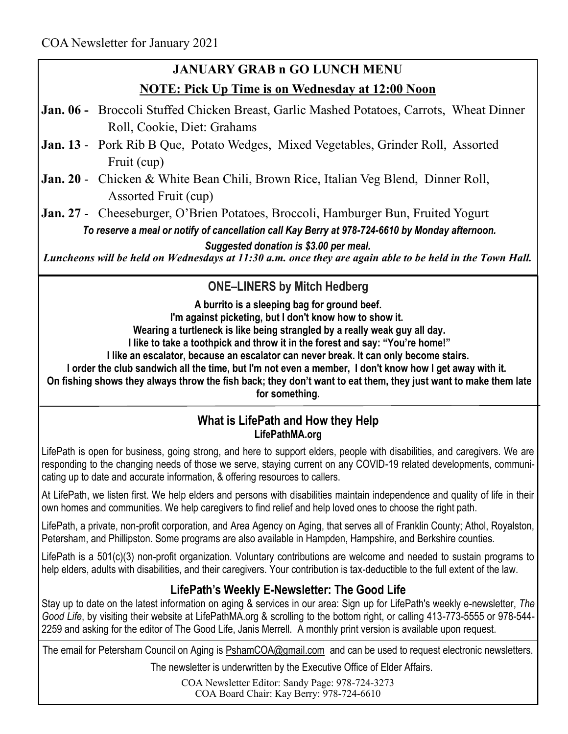COA Newsletter for January 2021

## JANUARY GRAB n GO LUNCH MENU

**NOTE: Pick Up Time is on Wednesday at 12:00 Noon**

**Jan. 06 -** Broccoli Stuffed Chicken Breast, Garlic Mashed Potatoes, Carrots, Wheat Dinner Roll, Cookie, Diet: Grahams

**Jan. 13** - Pork Rib B Que, Potato Wedges, Mixed Vegetables, Grinder Roll, Assorted Fruit (cup)

**Jan. 20** - Chicken & White Bean Chili, Brown Rice, Italian Veg Blend, Dinner Roll, Assorted Fruit (cup)

**Jan. 27** - Cheeseburger, O'Brien Potatoes, Broccoli, Hamburger Bun, Fruited Yogurt

***To reserve a meal or notify of cancellation call Kay Berry at 978-724-6610 by Monday afternoon.***

***Suggested donation is $3.00 per meal.***

***Luncheons will be held on Wednesdays at 11:30 a.m. once they are again able to be held in the Town Hall.***

## ONE–LINERS by Mitch Hedberg

**A burrito is a sleeping bag for ground beef.**
**I'm against picketing, but I don't know how to show it.**
**Wearing a turtleneck is like being strangled by a really weak guy all day.**
**I like to take a toothpick and throw it in the forest and say: "You're home!"**
**I like an escalator, because an escalator can never break. It can only become stairs.**
**I order the club sandwich all the time, but I'm not even a member, I don't know how I get away with it.**
**On fishing shows they always throw the fish back; they don't want to eat them, they just want to make them late for something.**

## What is LifePath and How they Help

**LifePathMA.org**

LifePath is open for business, going strong, and here to support elders, people with disabilities, and caregivers. We are responding to the changing needs of those we serve, staying current on any COVID-19 related developments, communicating up to date and accurate information, & offering resources to callers.

At LifePath, we listen first. We help elders and persons with disabilities maintain independence and quality of life in their own homes and communities. We help caregivers to find relief and help loved ones to choose the right path.

LifePath, a private, non-profit corporation, and Area Agency on Aging, that serves all of Franklin County; Athol, Royalston, Petersham, and Phillipston. Some programs are also available in Hampden, Hampshire, and Berkshire counties.

LifePath is a 501(c)(3) non-profit organization. Voluntary contributions are welcome and needed to sustain programs to help elders, adults with disabilities, and their caregivers. Your contribution is tax-deductible to the full extent of the law.

## LifePath's Weekly E-Newsletter: The Good Life

Stay up to date on the latest information on aging & services in our area: Sign up for LifePath's weekly e-newsletter, *The Good Life*, by visiting their website at LifePathMA.org & scrolling to the bottom right, or calling 413-773-5555 or 978-544-2259 and asking for the editor of The Good Life, Janis Merrell. A monthly print version is available upon request.

The email for Petersham Council on Aging is PshamCOA@gmail.com and can be used to request electronic newsletters.

The newsletter is underwritten by the Executive Office of Elder Affairs.

COA Newsletter Editor: Sandy Page: 978-724-3273
COA Board Chair: Kay Berry: 978-724-6610